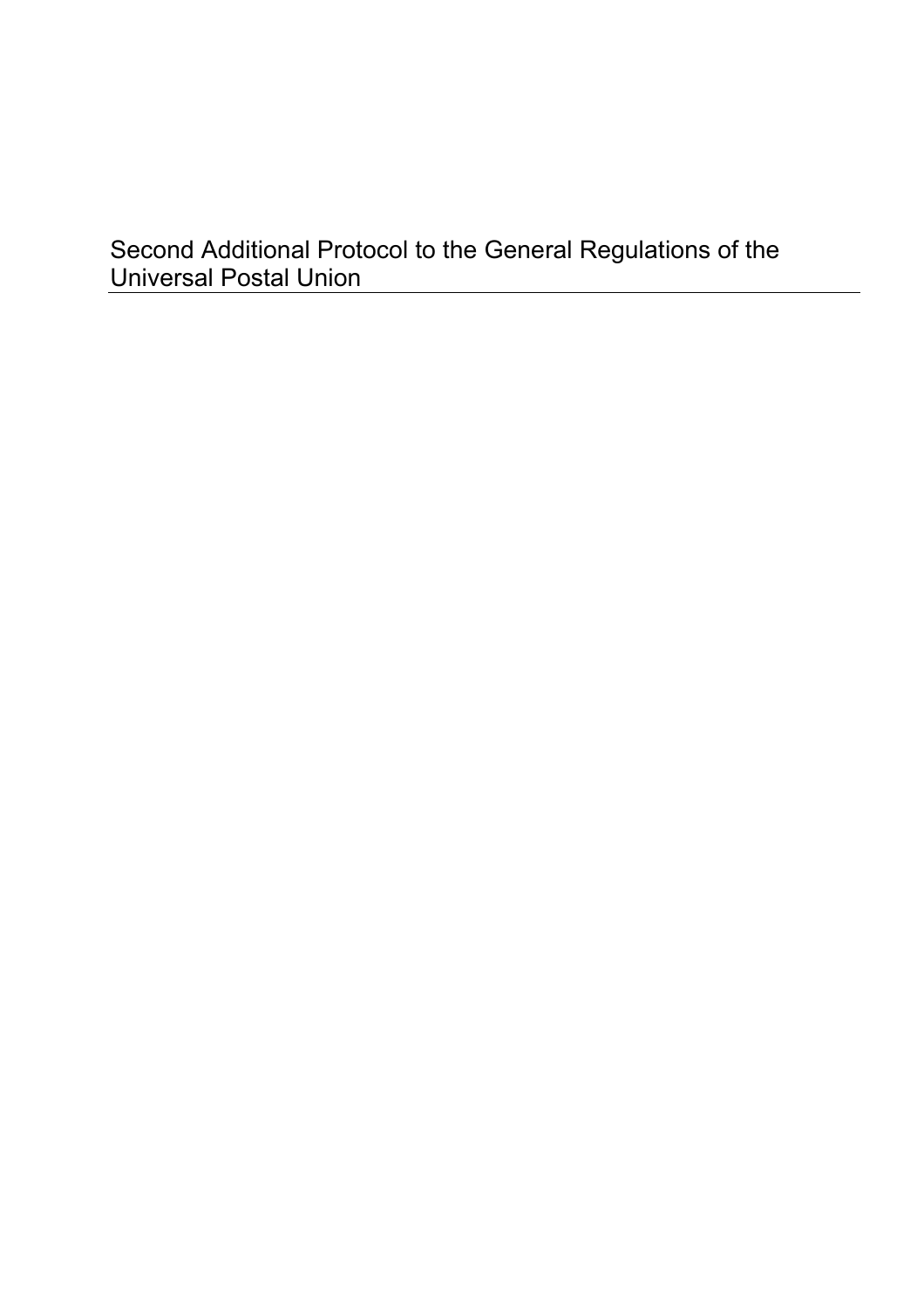# Second Additional Protocol to the General Regulations of the Universal Postal Union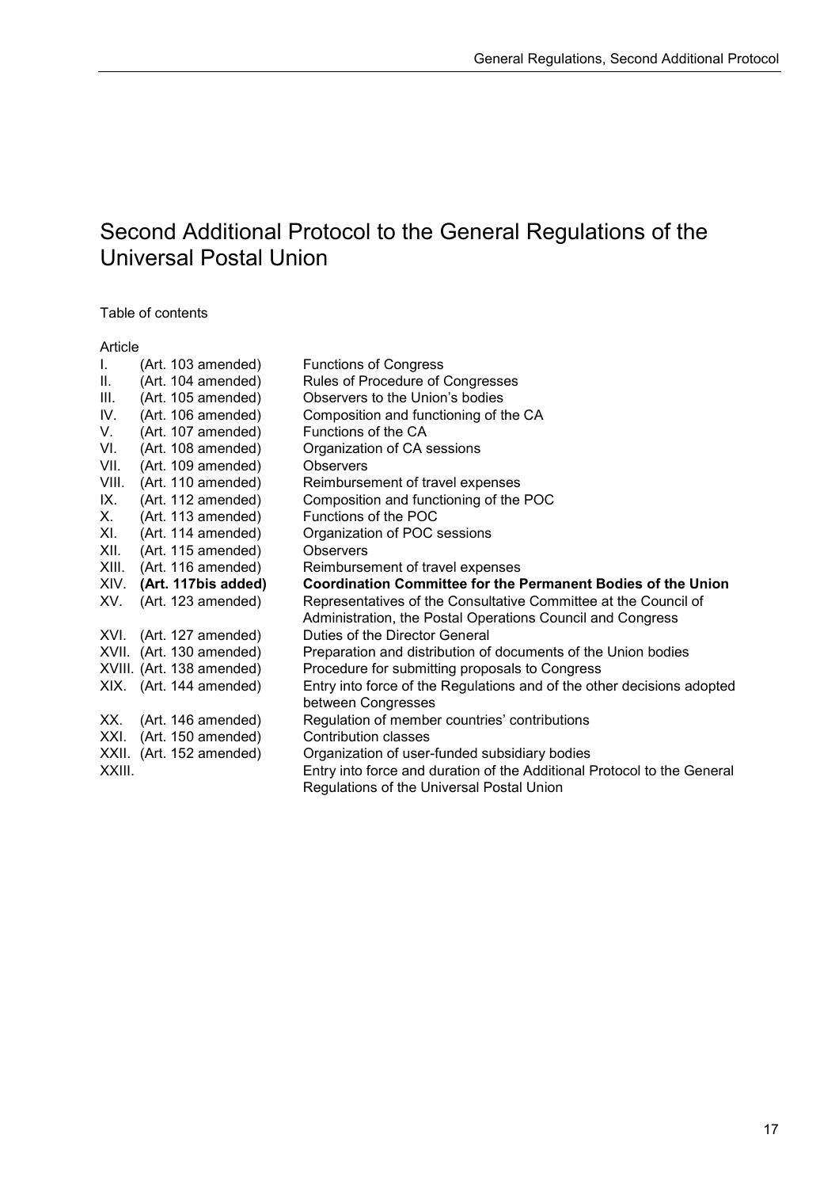# Second Additional Protocol to the General Regulations of the Universal Postal Union

Table of contents

| Article | | |
|---|---|---|
| I. | (Art. 103 amended) | Functions of Congress |
| II. | (Art. 104 amended) | Rules of Procedure of Congresses |
| III. | (Art. 105 amended) | Observers to the Union's bodies |
| IV. | (Art. 106 amended) | Composition and functioning of the CA |
| V. | (Art. 107 amended) | Functions of the CA |
| VI. | (Art. 108 amended) | Organization of CA sessions |
| VII. | (Art. 109 amended) | Observers |
| VIII. | (Art. 110 amended) | Reimbursement of travel expenses |
| IX. | (Art. 112 amended) | Composition and functioning of the POC |
| X. | (Art. 113 amended) | Functions of the POC |
| XI. | (Art. 114 amended) | Organization of POC sessions |
| XII. | (Art. 115 amended) | Observers |
| XIII. | (Art. 116 amended) | Reimbursement of travel expenses |
| **XIV.** | **(Art. 117bis added)** | **Coordination Committee for the Permanent Bodies of the Union** |
| XV. | (Art. 123 amended) | Representatives of the Consultative Committee at the Council of Administration, the Postal Operations Council and Congress |
| XVI. | (Art. 127 amended) | Duties of the Director General |
| XVII. | (Art. 130 amended) | Preparation and distribution of documents of the Union bodies |
| XVIII. | (Art. 138 amended) | Procedure for submitting proposals to Congress |
| XIX. | (Art. 144 amended) | Entry into force of the Regulations and of the other decisions adopted between Congresses |
| XX. | (Art. 146 amended) | Regulation of member countries' contributions |
| XXI. | (Art. 150 amended) | Contribution classes |
| XXII. | (Art. 152 amended) | Organization of user-funded subsidiary bodies |
| XXIII. | | Entry into force and duration of the Additional Protocol to the General Regulations of the Universal Postal Union |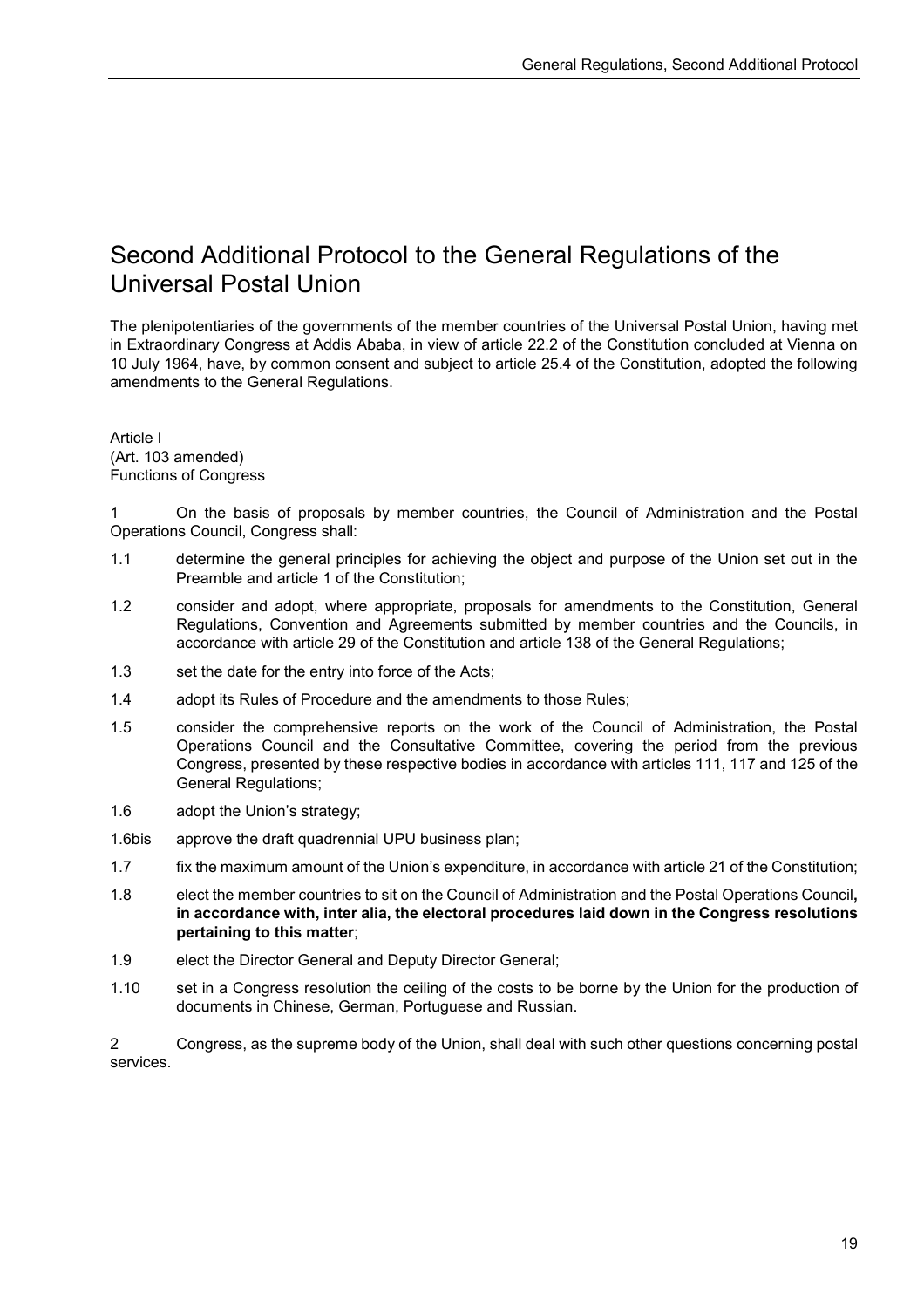# Second Additional Protocol to the General Regulations of the Universal Postal Union

The plenipotentiaries of the governments of the member countries of the Universal Postal Union, having met in Extraordinary Congress at Addis Ababa, in view of article 22.2 of the Constitution concluded at Vienna on 10 July 1964, have, by common consent and subject to article 25.4 of the Constitution, adopted the following amendments to the General Regulations.

Article I
(Art. 103 amended)
Functions of Congress

1 On the basis of proposals by member countries, the Council of Administration and the Postal Operations Council, Congress shall:

1.1 determine the general principles for achieving the object and purpose of the Union set out in the Preamble and article 1 of the Constitution;

1.2 consider and adopt, where appropriate, proposals for amendments to the Constitution, General Regulations, Convention and Agreements submitted by member countries and the Councils, in accordance with article 29 of the Constitution and article 138 of the General Regulations;

1.3 set the date for the entry into force of the Acts;

1.4 adopt its Rules of Procedure and the amendments to those Rules;

1.5 consider the comprehensive reports on the work of the Council of Administration, the Postal Operations Council and the Consultative Committee, covering the period from the previous Congress, presented by these respective bodies in accordance with articles 111, 117 and 125 of the General Regulations;

1.6 adopt the Union's strategy;

1.6bis approve the draft quadrennial UPU business plan;

1.7 fix the maximum amount of the Union's expenditure, in accordance with article 21 of the Constitution;

1.8 elect the member countries to sit on the Council of Administration and the Postal Operations Council**, in accordance with, inter alia, the electoral procedures laid down in the Congress resolutions pertaining to this matter**;

1.9 elect the Director General and Deputy Director General;

1.10 set in a Congress resolution the ceiling of the costs to be borne by the Union for the production of documents in Chinese, German, Portuguese and Russian.

2 Congress, as the supreme body of the Union, shall deal with such other questions concerning postal services.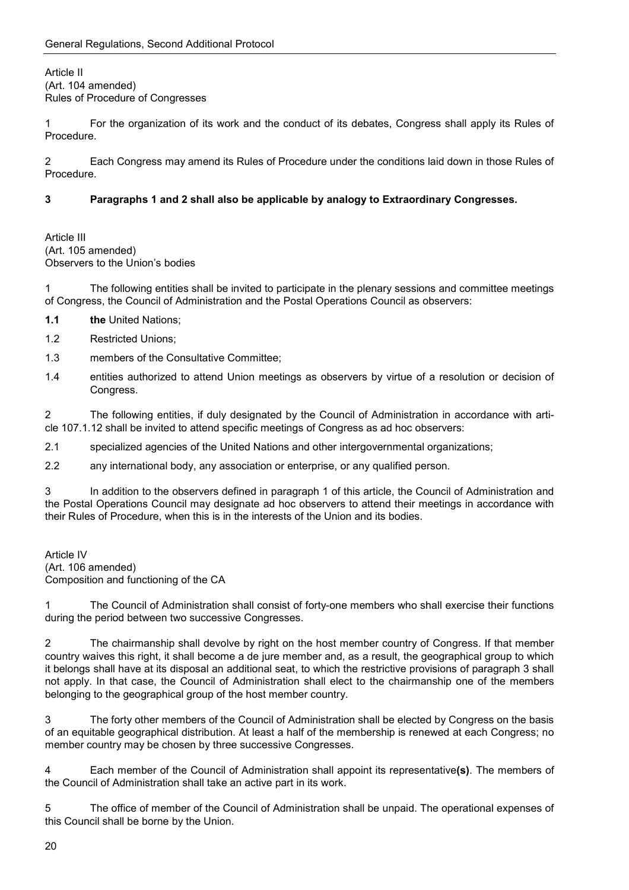Article II
(Art. 104 amended)
Rules of Procedure of Congresses

1 For the organization of its work and the conduct of its debates, Congress shall apply its Rules of Procedure.

2 Each Congress may amend its Rules of Procedure under the conditions laid down in those Rules of Procedure.

**3 Paragraphs 1 and 2 shall also be applicable by analogy to Extraordinary Congresses.**

Article III
(Art. 105 amended)
Observers to the Union's bodies

1 The following entities shall be invited to participate in the plenary sessions and committee meetings of Congress, the Council of Administration and the Postal Operations Council as observers:

**1.1** **the** United Nations;

1.2 Restricted Unions;

1.3 members of the Consultative Committee;

1.4 entities authorized to attend Union meetings as observers by virtue of a resolution or decision of Congress.

2 The following entities, if duly designated by the Council of Administration in accordance with article 107.1.12 shall be invited to attend specific meetings of Congress as ad hoc observers:

2.1 specialized agencies of the United Nations and other intergovernmental organizations;

2.2 any international body, any association or enterprise, or any qualified person.

3 In addition to the observers defined in paragraph 1 of this article, the Council of Administration and the Postal Operations Council may designate ad hoc observers to attend their meetings in accordance with their Rules of Procedure, when this is in the interests of the Union and its bodies.

Article IV
(Art. 106 amended)
Composition and functioning of the CA

1 The Council of Administration shall consist of forty-one members who shall exercise their functions during the period between two successive Congresses.

2 The chairmanship shall devolve by right on the host member country of Congress. If that member country waives this right, it shall become a de jure member and, as a result, the geographical group to which it belongs shall have at its disposal an additional seat, to which the restrictive provisions of paragraph 3 shall not apply. In that case, the Council of Administration shall elect to the chairmanship one of the members belonging to the geographical group of the host member country.

3 The forty other members of the Council of Administration shall be elected by Congress on the basis of an equitable geographical distribution. At least a half of the membership is renewed at each Congress; no member country may be chosen by three successive Congresses.

4 Each member of the Council of Administration shall appoint its representative**(s)**. The members of the Council of Administration shall take an active part in its work.

5 The office of member of the Council of Administration shall be unpaid. The operational expenses of this Council shall be borne by the Union.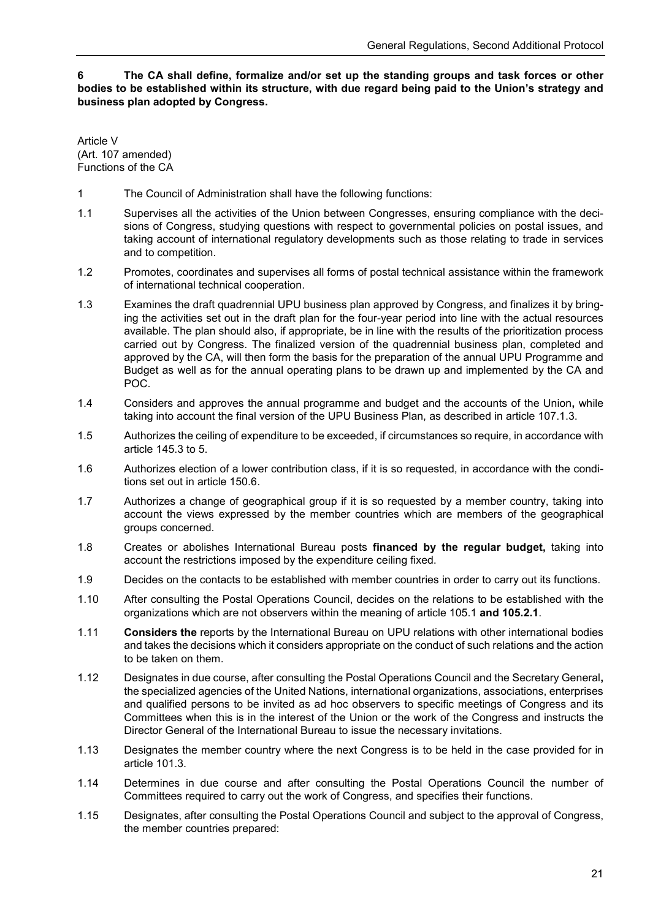**6 The CA shall define, formalize and/or set up the standing groups and task forces or other bodies to be established within its structure, with due regard being paid to the Union's strategy and business plan adopted by Congress.**

Article V
(Art. 107 amended)
Functions of the CA

1 The Council of Administration shall have the following functions:

1.1 Supervises all the activities of the Union between Congresses, ensuring compliance with the decisions of Congress, studying questions with respect to governmental policies on postal issues, and taking account of international regulatory developments such as those relating to trade in services and to competition.

1.2 Promotes, coordinates and supervises all forms of postal technical assistance within the framework of international technical cooperation.

1.3 Examines the draft quadrennial UPU business plan approved by Congress, and finalizes it by bringing the activities set out in the draft plan for the four-year period into line with the actual resources available. The plan should also, if appropriate, be in line with the results of the prioritization process carried out by Congress. The finalized version of the quadrennial business plan, completed and approved by the CA, will then form the basis for the preparation of the annual UPU Programme and Budget as well as for the annual operating plans to be drawn up and implemented by the CA and POC.

1.4 Considers and approves the annual programme and budget and the accounts of the Union**,** while taking into account the final version of the UPU Business Plan, as described in article 107.1.3.

1.5 Authorizes the ceiling of expenditure to be exceeded, if circumstances so require, in accordance with article 145.3 to 5.

1.6 Authorizes election of a lower contribution class, if it is so requested, in accordance with the conditions set out in article 150.6.

1.7 Authorizes a change of geographical group if it is so requested by a member country, taking into account the views expressed by the member countries which are members of the geographical groups concerned.

1.8 Creates or abolishes International Bureau posts **financed by the regular budget,** taking into account the restrictions imposed by the expenditure ceiling fixed.

1.9 Decides on the contacts to be established with member countries in order to carry out its functions.

1.10 After consulting the Postal Operations Council, decides on the relations to be established with the organizations which are not observers within the meaning of article 105.1 **and 105.2.1**.

1.11 **Considers the** reports by the International Bureau on UPU relations with other international bodies and takes the decisions which it considers appropriate on the conduct of such relations and the action to be taken on them.

1.12 Designates in due course, after consulting the Postal Operations Council and the Secretary General**,** the specialized agencies of the United Nations, international organizations, associations, enterprises and qualified persons to be invited as ad hoc observers to specific meetings of Congress and its Committees when this is in the interest of the Union or the work of the Congress and instructs the Director General of the International Bureau to issue the necessary invitations.

1.13 Designates the member country where the next Congress is to be held in the case provided for in article 101.3.

1.14 Determines in due course and after consulting the Postal Operations Council the number of Committees required to carry out the work of Congress, and specifies their functions.

1.15 Designates, after consulting the Postal Operations Council and subject to the approval of Congress, the member countries prepared: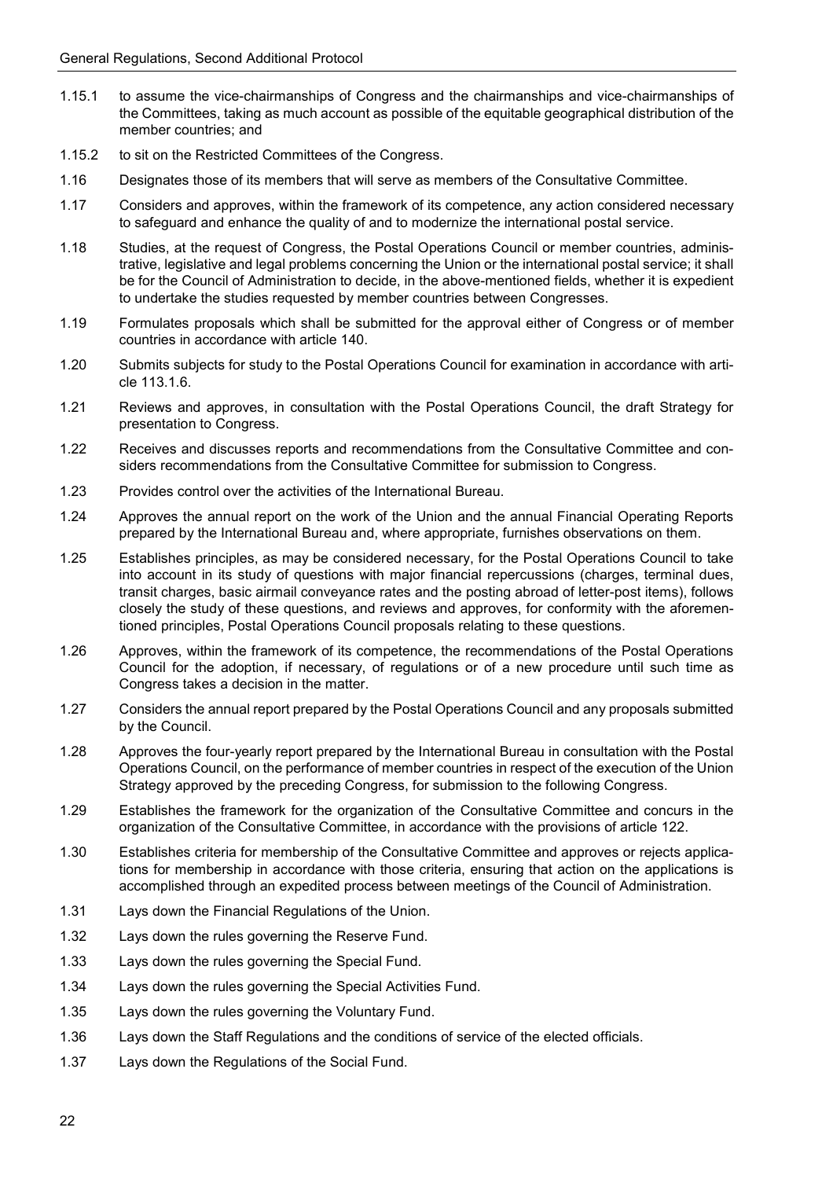1.15.1 to assume the vice-chairmanships of Congress and the chairmanships and vice-chairmanships of the Committees, taking as much account as possible of the equitable geographical distribution of the member countries; and

1.15.2 to sit on the Restricted Committees of the Congress.

1.16 Designates those of its members that will serve as members of the Consultative Committee.

1.17 Considers and approves, within the framework of its competence, any action considered necessary to safeguard and enhance the quality of and to modernize the international postal service.

1.18 Studies, at the request of Congress, the Postal Operations Council or member countries, administrative, legislative and legal problems concerning the Union or the international postal service; it shall be for the Council of Administration to decide, in the above-mentioned fields, whether it is expedient to undertake the studies requested by member countries between Congresses.

1.19 Formulates proposals which shall be submitted for the approval either of Congress or of member countries in accordance with article 140.

1.20 Submits subjects for study to the Postal Operations Council for examination in accordance with article 113.1.6.

1.21 Reviews and approves, in consultation with the Postal Operations Council, the draft Strategy for presentation to Congress.

1.22 Receives and discusses reports and recommendations from the Consultative Committee and considers recommendations from the Consultative Committee for submission to Congress.

1.23 Provides control over the activities of the International Bureau.

1.24 Approves the annual report on the work of the Union and the annual Financial Operating Reports prepared by the International Bureau and, where appropriate, furnishes observations on them.

1.25 Establishes principles, as may be considered necessary, for the Postal Operations Council to take into account in its study of questions with major financial repercussions (charges, terminal dues, transit charges, basic airmail conveyance rates and the posting abroad of letter-post items), follows closely the study of these questions, and reviews and approves, for conformity with the aforementioned principles, Postal Operations Council proposals relating to these questions.

1.26 Approves, within the framework of its competence, the recommendations of the Postal Operations Council for the adoption, if necessary, of regulations or of a new procedure until such time as Congress takes a decision in the matter.

1.27 Considers the annual report prepared by the Postal Operations Council and any proposals submitted by the Council.

1.28 Approves the four-yearly report prepared by the International Bureau in consultation with the Postal Operations Council, on the performance of member countries in respect of the execution of the Union Strategy approved by the preceding Congress, for submission to the following Congress.

1.29 Establishes the framework for the organization of the Consultative Committee and concurs in the organization of the Consultative Committee, in accordance with the provisions of article 122.

1.30 Establishes criteria for membership of the Consultative Committee and approves or rejects applications for membership in accordance with those criteria, ensuring that action on the applications is accomplished through an expedited process between meetings of the Council of Administration.

1.31 Lays down the Financial Regulations of the Union.

1.32 Lays down the rules governing the Reserve Fund.

1.33 Lays down the rules governing the Special Fund.

1.34 Lays down the rules governing the Special Activities Fund.

1.35 Lays down the rules governing the Voluntary Fund.

1.36 Lays down the Staff Regulations and the conditions of service of the elected officials.

1.37 Lays down the Regulations of the Social Fund.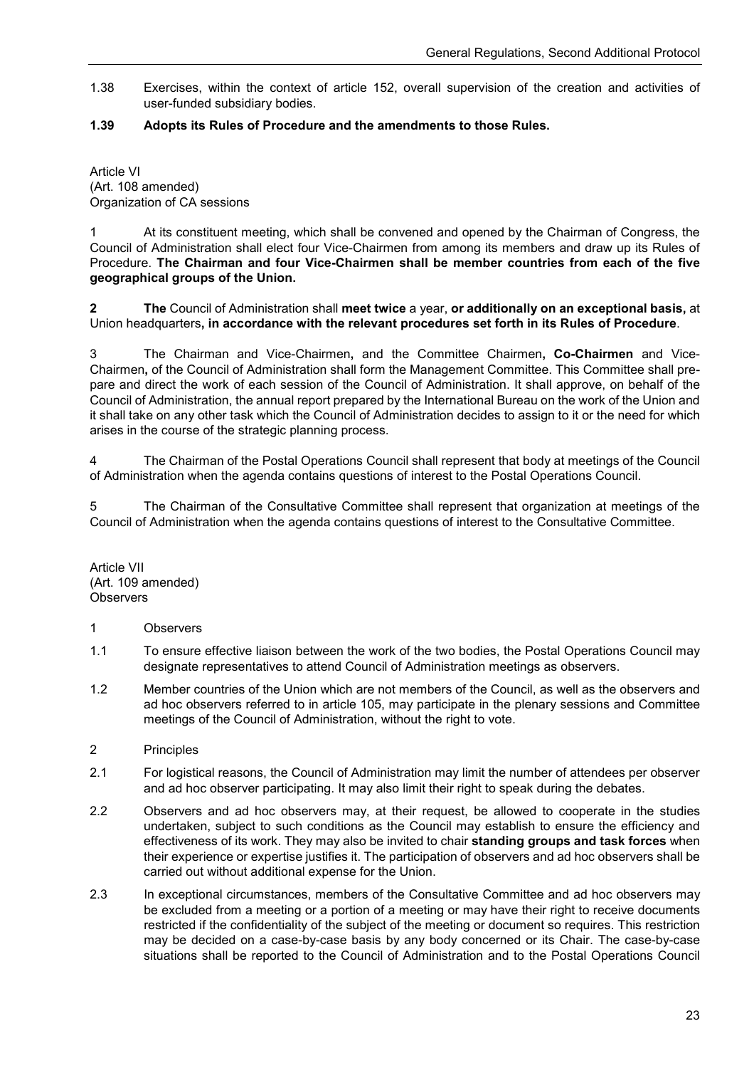1.38 Exercises, within the context of article 152, overall supervision of the creation and activities of user-funded subsidiary bodies.

**1.39 Adopts its Rules of Procedure and the amendments to those Rules.**

Article VI
(Art. 108 amended)
Organization of CA sessions

1 At its constituent meeting, which shall be convened and opened by the Chairman of Congress, the Council of Administration shall elect four Vice-Chairmen from among its members and draw up its Rules of Procedure. **The Chairman and four Vice-Chairmen shall be member countries from each of the five geographical groups of the Union.**

**2 The** Council of Administration shall **meet twice** a year, **or additionally on an exceptional basis,** at Union headquarters**, in accordance with the relevant procedures set forth in its Rules of Procedure**.

3 The Chairman and Vice-Chairmen**,** and the Committee Chairmen**, Co-Chairmen** and Vice-Chairmen**,** of the Council of Administration shall form the Management Committee. This Committee shall prepare and direct the work of each session of the Council of Administration. It shall approve, on behalf of the Council of Administration, the annual report prepared by the International Bureau on the work of the Union and it shall take on any other task which the Council of Administration decides to assign to it or the need for which arises in the course of the strategic planning process.

4 The Chairman of the Postal Operations Council shall represent that body at meetings of the Council of Administration when the agenda contains questions of interest to the Postal Operations Council.

5 The Chairman of the Consultative Committee shall represent that organization at meetings of the Council of Administration when the agenda contains questions of interest to the Consultative Committee.

Article VII
(Art. 109 amended)
Observers

1 Observers

1.1 To ensure effective liaison between the work of the two bodies, the Postal Operations Council may designate representatives to attend Council of Administration meetings as observers.

1.2 Member countries of the Union which are not members of the Council, as well as the observers and ad hoc observers referred to in article 105, may participate in the plenary sessions and Committee meetings of the Council of Administration, without the right to vote.

2 Principles

2.1 For logistical reasons, the Council of Administration may limit the number of attendees per observer and ad hoc observer participating. It may also limit their right to speak during the debates.

2.2 Observers and ad hoc observers may, at their request, be allowed to cooperate in the studies undertaken, subject to such conditions as the Council may establish to ensure the efficiency and effectiveness of its work. They may also be invited to chair **standing groups and task forces** when their experience or expertise justifies it. The participation of observers and ad hoc observers shall be carried out without additional expense for the Union.

2.3 In exceptional circumstances, members of the Consultative Committee and ad hoc observers may be excluded from a meeting or a portion of a meeting or may have their right to receive documents restricted if the confidentiality of the subject of the meeting or document so requires. This restriction may be decided on a case-by-case basis by any body concerned or its Chair. The case-by-case situations shall be reported to the Council of Administration and to the Postal Operations Council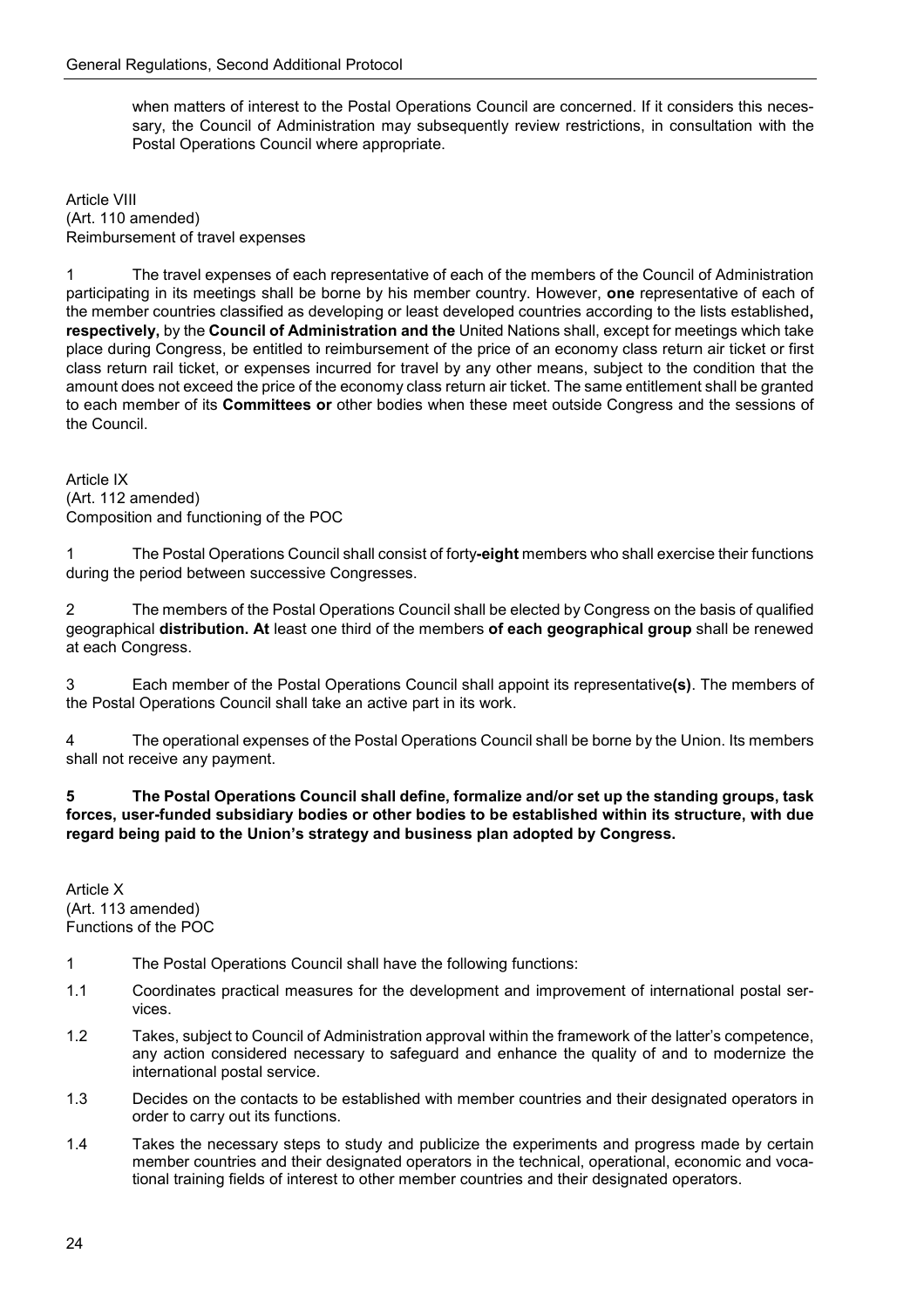when matters of interest to the Postal Operations Council are concerned. If it considers this necessary, the Council of Administration may subsequently review restrictions, in consultation with the Postal Operations Council where appropriate.

Article VIII
(Art. 110 amended)
Reimbursement of travel expenses

1 The travel expenses of each representative of each of the members of the Council of Administration participating in its meetings shall be borne by his member country. However, **one** representative of each of the member countries classified as developing or least developed countries according to the lists established**, respectively,** by the **Council of Administration and the** United Nations shall, except for meetings which take place during Congress, be entitled to reimbursement of the price of an economy class return air ticket or first class return rail ticket, or expenses incurred for travel by any other means, subject to the condition that the amount does not exceed the price of the economy class return air ticket. The same entitlement shall be granted to each member of its **Committees or** other bodies when these meet outside Congress and the sessions of the Council.

Article IX
(Art. 112 amended)
Composition and functioning of the POC

1 The Postal Operations Council shall consist of forty**-eight** members who shall exercise their functions during the period between successive Congresses.

2 The members of the Postal Operations Council shall be elected by Congress on the basis of qualified geographical **distribution. At** least one third of the members **of each geographical group** shall be renewed at each Congress.

3 Each member of the Postal Operations Council shall appoint its representative**(s)**. The members of the Postal Operations Council shall take an active part in its work.

4 The operational expenses of the Postal Operations Council shall be borne by the Union. Its members shall not receive any payment.

**5 The Postal Operations Council shall define, formalize and/or set up the standing groups, task forces, user-funded subsidiary bodies or other bodies to be established within its structure, with due regard being paid to the Union's strategy and business plan adopted by Congress.**

Article X
(Art. 113 amended)
Functions of the POC

1 The Postal Operations Council shall have the following functions:

1.1 Coordinates practical measures for the development and improvement of international postal services.

1.2 Takes, subject to Council of Administration approval within the framework of the latter's competence, any action considered necessary to safeguard and enhance the quality of and to modernize the international postal service.

1.3 Decides on the contacts to be established with member countries and their designated operators in order to carry out its functions.

1.4 Takes the necessary steps to study and publicize the experiments and progress made by certain member countries and their designated operators in the technical, operational, economic and vocational training fields of interest to other member countries and their designated operators.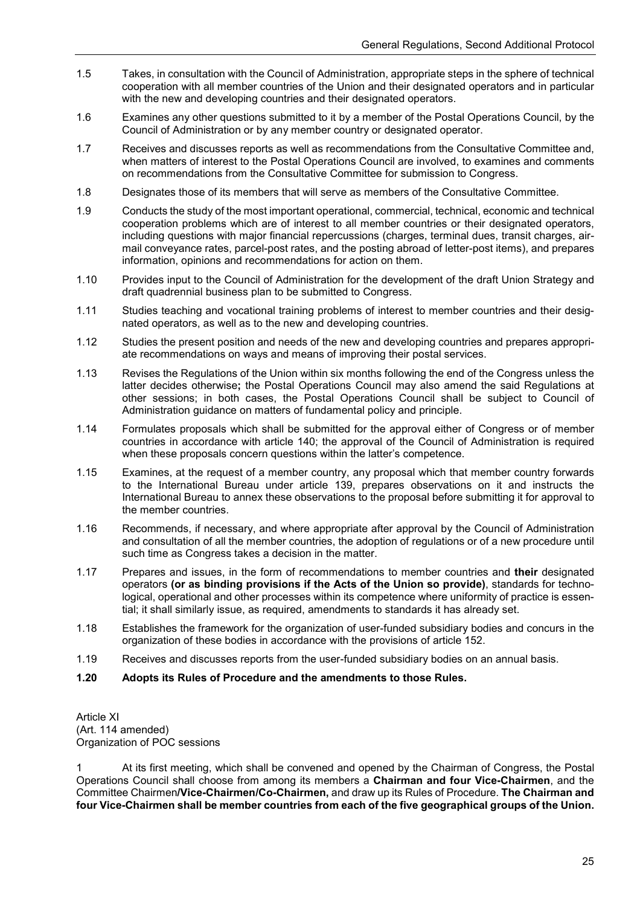1.5 Takes, in consultation with the Council of Administration, appropriate steps in the sphere of technical cooperation with all member countries of the Union and their designated operators and in particular with the new and developing countries and their designated operators.

1.6 Examines any other questions submitted to it by a member of the Postal Operations Council, by the Council of Administration or by any member country or designated operator.

1.7 Receives and discusses reports as well as recommendations from the Consultative Committee and, when matters of interest to the Postal Operations Council are involved, to examines and comments on recommendations from the Consultative Committee for submission to Congress.

1.8 Designates those of its members that will serve as members of the Consultative Committee.

1.9 Conducts the study of the most important operational, commercial, technical, economic and technical cooperation problems which are of interest to all member countries or their designated operators, including questions with major financial repercussions (charges, terminal dues, transit charges, air-mail conveyance rates, parcel-post rates, and the posting abroad of letter-post items), and prepares information, opinions and recommendations for action on them.

1.10 Provides input to the Council of Administration for the development of the draft Union Strategy and draft quadrennial business plan to be submitted to Congress.

1.11 Studies teaching and vocational training problems of interest to member countries and their designated operators, as well as to the new and developing countries.

1.12 Studies the present position and needs of the new and developing countries and prepares appropriate recommendations on ways and means of improving their postal services.

1.13 Revises the Regulations of the Union within six months following the end of the Congress unless the latter decides otherwise**;** the Postal Operations Council may also amend the said Regulations at other sessions; in both cases, the Postal Operations Council shall be subject to Council of Administration guidance on matters of fundamental policy and principle.

1.14 Formulates proposals which shall be submitted for the approval either of Congress or of member countries in accordance with article 140; the approval of the Council of Administration is required when these proposals concern questions within the latter's competence.

1.15 Examines, at the request of a member country, any proposal which that member country forwards to the International Bureau under article 139, prepares observations on it and instructs the International Bureau to annex these observations to the proposal before submitting it for approval to the member countries.

1.16 Recommends, if necessary, and where appropriate after approval by the Council of Administration and consultation of all the member countries, the adoption of regulations or of a new procedure until such time as Congress takes a decision in the matter.

1.17 Prepares and issues, in the form of recommendations to member countries and **their** designated operators **(or as binding provisions if the Acts of the Union so provide)**, standards for technological, operational and other processes within its competence where uniformity of practice is essential; it shall similarly issue, as required, amendments to standards it has already set.

1.18 Establishes the framework for the organization of user-funded subsidiary bodies and concurs in the organization of these bodies in accordance with the provisions of article 152.

1.19 Receives and discusses reports from the user-funded subsidiary bodies on an annual basis.

**1.20 Adopts its Rules of Procedure and the amendments to those Rules.**

Article XI
(Art. 114 amended)
Organization of POC sessions

1 At its first meeting, which shall be convened and opened by the Chairman of Congress, the Postal Operations Council shall choose from among its members a **Chairman and four Vice-Chairmen**, and the Committee Chairmen**/Vice-Chairmen/Co-Chairmen,** and draw up its Rules of Procedure. **The Chairman and four Vice-Chairmen shall be member countries from each of the five geographical groups of the Union.**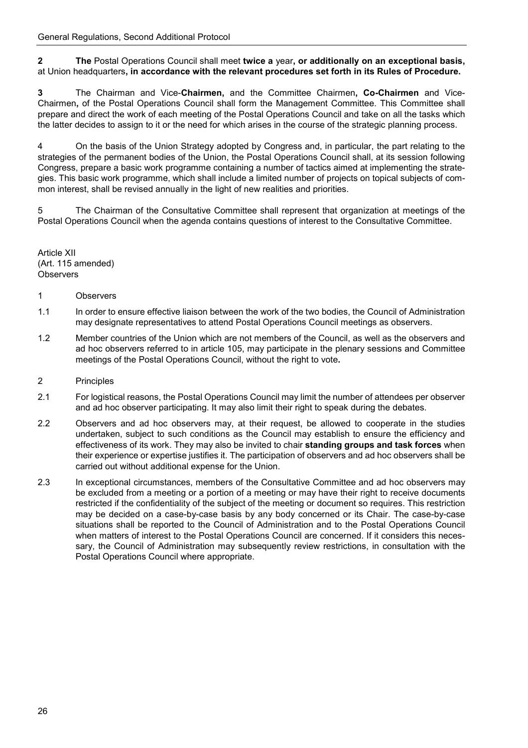**2** **The** Postal Operations Council shall meet **twice a** year**, or additionally on an exceptional basis,** at Union headquarters**, in accordance with the relevant procedures set forth in its Rules of Procedure.**

**3** The Chairman and Vice-**Chairmen,** and the Committee Chairmen**, Co-Chairmen** and Vice-Chairmen**,** of the Postal Operations Council shall form the Management Committee. This Committee shall prepare and direct the work of each meeting of the Postal Operations Council and take on all the tasks which the latter decides to assign to it or the need for which arises in the course of the strategic planning process.

4 On the basis of the Union Strategy adopted by Congress and, in particular, the part relating to the strategies of the permanent bodies of the Union, the Postal Operations Council shall, at its session following Congress, prepare a basic work programme containing a number of tactics aimed at implementing the strategies. This basic work programme, which shall include a limited number of projects on topical subjects of common interest, shall be revised annually in the light of new realities and priorities.

5 The Chairman of the Consultative Committee shall represent that organization at meetings of the Postal Operations Council when the agenda contains questions of interest to the Consultative Committee.

Article XII
(Art. 115 amended)
Observers

1 Observers

1.1 In order to ensure effective liaison between the work of the two bodies, the Council of Administration may designate representatives to attend Postal Operations Council meetings as observers.

1.2 Member countries of the Union which are not members of the Council, as well as the observers and ad hoc observers referred to in article 105, may participate in the plenary sessions and Committee meetings of the Postal Operations Council, without the right to vote**.**

2 Principles

2.1 For logistical reasons, the Postal Operations Council may limit the number of attendees per observer and ad hoc observer participating. It may also limit their right to speak during the debates.

2.2 Observers and ad hoc observers may, at their request, be allowed to cooperate in the studies undertaken, subject to such conditions as the Council may establish to ensure the efficiency and effectiveness of its work. They may also be invited to chair **standing groups and task forces** when their experience or expertise justifies it. The participation of observers and ad hoc observers shall be carried out without additional expense for the Union.

2.3 In exceptional circumstances, members of the Consultative Committee and ad hoc observers may be excluded from a meeting or a portion of a meeting or may have their right to receive documents restricted if the confidentiality of the subject of the meeting or document so requires. This restriction may be decided on a case-by-case basis by any body concerned or its Chair. The case-by-case situations shall be reported to the Council of Administration and to the Postal Operations Council when matters of interest to the Postal Operations Council are concerned. If it considers this necessary, the Council of Administration may subsequently review restrictions, in consultation with the Postal Operations Council where appropriate.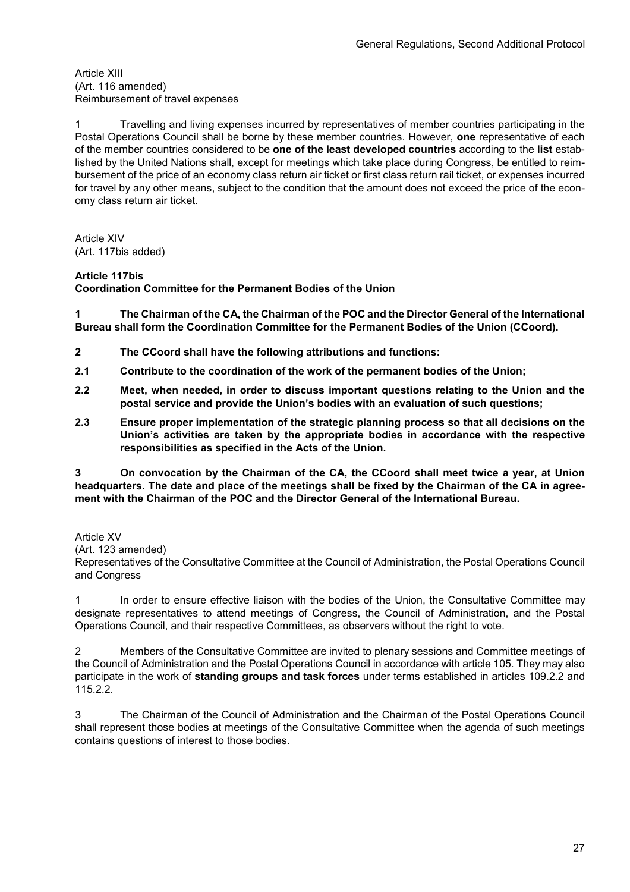Article XIII
(Art. 116 amended)
Reimbursement of travel expenses

1 Travelling and living expenses incurred by representatives of member countries participating in the Postal Operations Council shall be borne by these member countries. However, **one** representative of each of the member countries considered to be **one of the least developed countries** according to the **list** established by the United Nations shall, except for meetings which take place during Congress, be entitled to reimbursement of the price of an economy class return air ticket or first class return rail ticket, or expenses incurred for travel by any other means, subject to the condition that the amount does not exceed the price of the economy class return air ticket.

Article XIV
(Art. 117bis added)

**Article 117bis**
**Coordination Committee for the Permanent Bodies of the Union**

**1 The Chairman of the CA, the Chairman of the POC and the Director General of the International Bureau shall form the Coordination Committee for the Permanent Bodies of the Union (CCoord).**

**2 The CCoord shall have the following attributions and functions:**

**2.1 Contribute to the coordination of the work of the permanent bodies of the Union;**

**2.2 Meet, when needed, in order to discuss important questions relating to the Union and the postal service and provide the Union's bodies with an evaluation of such questions;**

**2.3 Ensure proper implementation of the strategic planning process so that all decisions on the Union's activities are taken by the appropriate bodies in accordance with the respective responsibilities as specified in the Acts of the Union.**

**3 On convocation by the Chairman of the CA, the CCoord shall meet twice a year, at Union headquarters. The date and place of the meetings shall be fixed by the Chairman of the CA in agreement with the Chairman of the POC and the Director General of the International Bureau.**

Article XV
(Art. 123 amended)
Representatives of the Consultative Committee at the Council of Administration, the Postal Operations Council and Congress

1 In order to ensure effective liaison with the bodies of the Union, the Consultative Committee may designate representatives to attend meetings of Congress, the Council of Administration, and the Postal Operations Council, and their respective Committees, as observers without the right to vote.

2 Members of the Consultative Committee are invited to plenary sessions and Committee meetings of the Council of Administration and the Postal Operations Council in accordance with article 105. They may also participate in the work of **standing groups and task forces** under terms established in articles 109.2.2 and 115.2.2.

3 The Chairman of the Council of Administration and the Chairman of the Postal Operations Council shall represent those bodies at meetings of the Consultative Committee when the agenda of such meetings contains questions of interest to those bodies.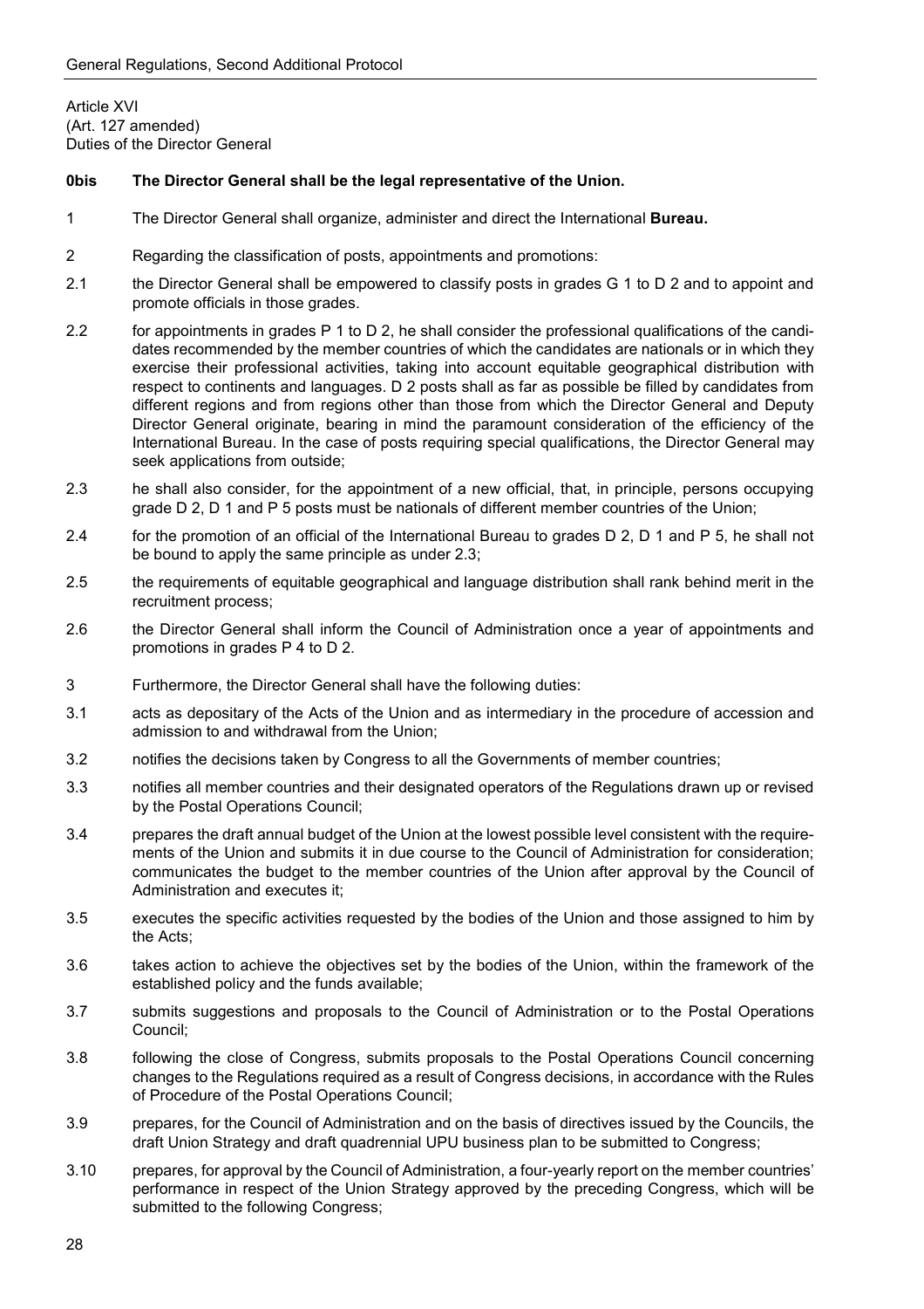Article XVI
(Art. 127 amended)
Duties of the Director General

**0bis The Director General shall be the legal representative of the Union.**

1 The Director General shall organize, administer and direct the International **Bureau.**

2 Regarding the classification of posts, appointments and promotions:

2.1 the Director General shall be empowered to classify posts in grades G 1 to D 2 and to appoint and promote officials in those grades.

2.2 for appointments in grades P 1 to D 2, he shall consider the professional qualifications of the candidates recommended by the member countries of which the candidates are nationals or in which they exercise their professional activities, taking into account equitable geographical distribution with respect to continents and languages. D 2 posts shall as far as possible be filled by candidates from different regions and from regions other than those from which the Director General and Deputy Director General originate, bearing in mind the paramount consideration of the efficiency of the International Bureau. In the case of posts requiring special qualifications, the Director General may seek applications from outside;

2.3 he shall also consider, for the appointment of a new official, that, in principle, persons occupying grade D 2, D 1 and P 5 posts must be nationals of different member countries of the Union;

2.4 for the promotion of an official of the International Bureau to grades D 2, D 1 and P 5, he shall not be bound to apply the same principle as under 2.3;

2.5 the requirements of equitable geographical and language distribution shall rank behind merit in the recruitment process;

2.6 the Director General shall inform the Council of Administration once a year of appointments and promotions in grades P 4 to D 2.

3 Furthermore, the Director General shall have the following duties:

3.1 acts as depositary of the Acts of the Union and as intermediary in the procedure of accession and admission to and withdrawal from the Union;

3.2 notifies the decisions taken by Congress to all the Governments of member countries;

3.3 notifies all member countries and their designated operators of the Regulations drawn up or revised by the Postal Operations Council;

3.4 prepares the draft annual budget of the Union at the lowest possible level consistent with the requirements of the Union and submits it in due course to the Council of Administration for consideration; communicates the budget to the member countries of the Union after approval by the Council of Administration and executes it;

3.5 executes the specific activities requested by the bodies of the Union and those assigned to him by the Acts;

3.6 takes action to achieve the objectives set by the bodies of the Union, within the framework of the established policy and the funds available;

3.7 submits suggestions and proposals to the Council of Administration or to the Postal Operations Council;

3.8 following the close of Congress, submits proposals to the Postal Operations Council concerning changes to the Regulations required as a result of Congress decisions, in accordance with the Rules of Procedure of the Postal Operations Council;

3.9 prepares, for the Council of Administration and on the basis of directives issued by the Councils, the draft Union Strategy and draft quadrennial UPU business plan to be submitted to Congress;

3.10 prepares, for approval by the Council of Administration, a four-yearly report on the member countries' performance in respect of the Union Strategy approved by the preceding Congress, which will be submitted to the following Congress;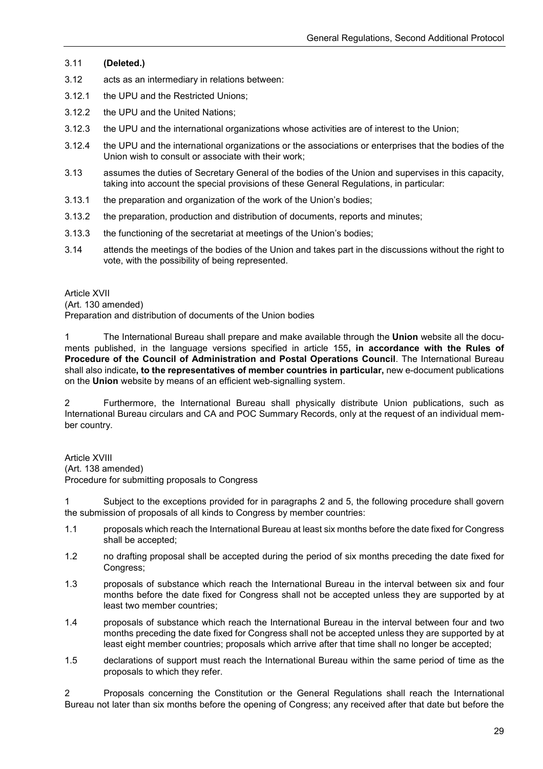3.11 **(Deleted.)**

3.12 acts as an intermediary in relations between:

3.12.1 the UPU and the Restricted Unions;

3.12.2 the UPU and the United Nations;

3.12.3 the UPU and the international organizations whose activities are of interest to the Union;

3.12.4 the UPU and the international organizations or the associations or enterprises that the bodies of the Union wish to consult or associate with their work;

3.13 assumes the duties of Secretary General of the bodies of the Union and supervises in this capacity, taking into account the special provisions of these General Regulations, in particular:

3.13.1 the preparation and organization of the work of the Union's bodies;

3.13.2 the preparation, production and distribution of documents, reports and minutes;

3.13.3 the functioning of the secretariat at meetings of the Union's bodies;

3.14 attends the meetings of the bodies of the Union and takes part in the discussions without the right to vote, with the possibility of being represented.

Article XVII
(Art. 130 amended)
Preparation and distribution of documents of the Union bodies

1 The International Bureau shall prepare and make available through the **Union** website all the documents published, in the language versions specified in article 155**, in accordance with the Rules of Procedure of the Council of Administration and Postal Operations Council**. The International Bureau shall also indicate**, to the representatives of member countries in particular,** new e-document publications on the **Union** website by means of an efficient web-signalling system.

2 Furthermore, the International Bureau shall physically distribute Union publications, such as International Bureau circulars and CA and POC Summary Records, only at the request of an individual member country.

Article XVIII
(Art. 138 amended)
Procedure for submitting proposals to Congress

1 Subject to the exceptions provided for in paragraphs 2 and 5, the following procedure shall govern the submission of proposals of all kinds to Congress by member countries:

1.1 proposals which reach the International Bureau at least six months before the date fixed for Congress shall be accepted;

1.2 no drafting proposal shall be accepted during the period of six months preceding the date fixed for Congress;

1.3 proposals of substance which reach the International Bureau in the interval between six and four months before the date fixed for Congress shall not be accepted unless they are supported by at least two member countries;

1.4 proposals of substance which reach the International Bureau in the interval between four and two months preceding the date fixed for Congress shall not be accepted unless they are supported by at least eight member countries; proposals which arrive after that time shall no longer be accepted;

1.5 declarations of support must reach the International Bureau within the same period of time as the proposals to which they refer.

2 Proposals concerning the Constitution or the General Regulations shall reach the International Bureau not later than six months before the opening of Congress; any received after that date but before the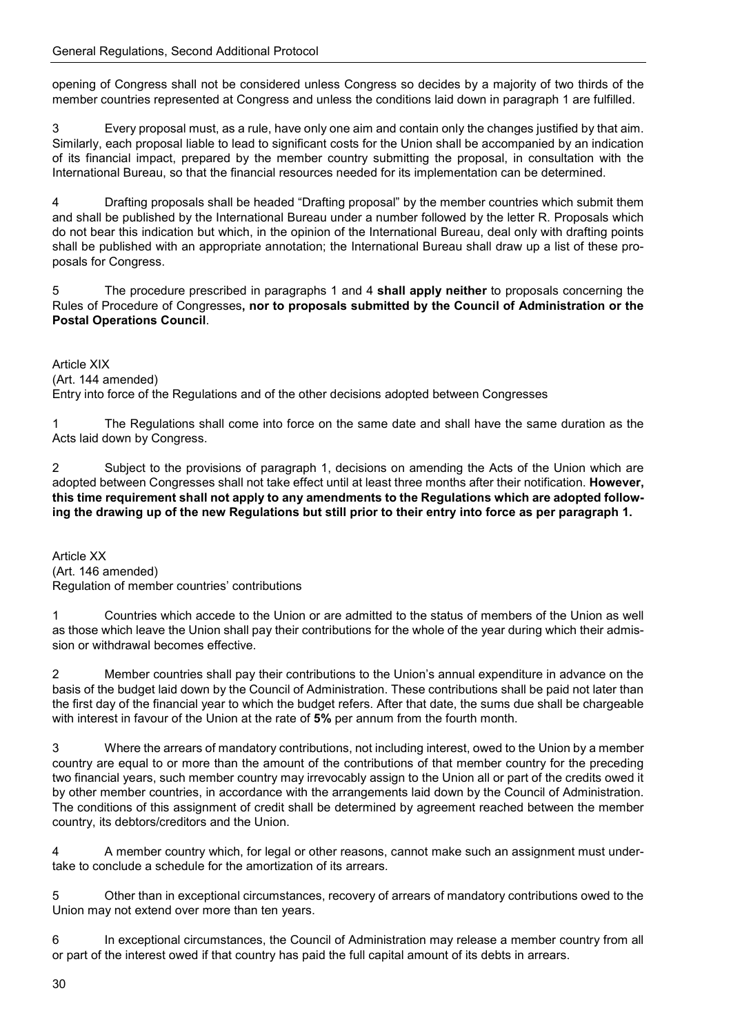opening of Congress shall not be considered unless Congress so decides by a majority of two thirds of the member countries represented at Congress and unless the conditions laid down in paragraph 1 are fulfilled.

3 Every proposal must, as a rule, have only one aim and contain only the changes justified by that aim. Similarly, each proposal liable to lead to significant costs for the Union shall be accompanied by an indication of its financial impact, prepared by the member country submitting the proposal, in consultation with the International Bureau, so that the financial resources needed for its implementation can be determined.

4 Drafting proposals shall be headed "Drafting proposal" by the member countries which submit them and shall be published by the International Bureau under a number followed by the letter R. Proposals which do not bear this indication but which, in the opinion of the International Bureau, deal only with drafting points shall be published with an appropriate annotation; the International Bureau shall draw up a list of these proposals for Congress.

5 The procedure prescribed in paragraphs 1 and 4 **shall apply neither** to proposals concerning the Rules of Procedure of Congresses**, nor to proposals submitted by the Council of Administration or the Postal Operations Council**.

Article XIX
(Art. 144 amended)
Entry into force of the Regulations and of the other decisions adopted between Congresses

1 The Regulations shall come into force on the same date and shall have the same duration as the Acts laid down by Congress.

2 Subject to the provisions of paragraph 1, decisions on amending the Acts of the Union which are adopted between Congresses shall not take effect until at least three months after their notification. **However, this time requirement shall not apply to any amendments to the Regulations which are adopted following the drawing up of the new Regulations but still prior to their entry into force as per paragraph 1.**

Article XX
(Art. 146 amended)
Regulation of member countries' contributions

1 Countries which accede to the Union or are admitted to the status of members of the Union as well as those which leave the Union shall pay their contributions for the whole of the year during which their admission or withdrawal becomes effective.

2 Member countries shall pay their contributions to the Union's annual expenditure in advance on the basis of the budget laid down by the Council of Administration. These contributions shall be paid not later than the first day of the financial year to which the budget refers. After that date, the sums due shall be chargeable with interest in favour of the Union at the rate of **5%** per annum from the fourth month.

3 Where the arrears of mandatory contributions, not including interest, owed to the Union by a member country are equal to or more than the amount of the contributions of that member country for the preceding two financial years, such member country may irrevocably assign to the Union all or part of the credits owed it by other member countries, in accordance with the arrangements laid down by the Council of Administration. The conditions of this assignment of credit shall be determined by agreement reached between the member country, its debtors/creditors and the Union.

4 A member country which, for legal or other reasons, cannot make such an assignment must undertake to conclude a schedule for the amortization of its arrears.

5 Other than in exceptional circumstances, recovery of arrears of mandatory contributions owed to the Union may not extend over more than ten years.

6 In exceptional circumstances, the Council of Administration may release a member country from all or part of the interest owed if that country has paid the full capital amount of its debts in arrears.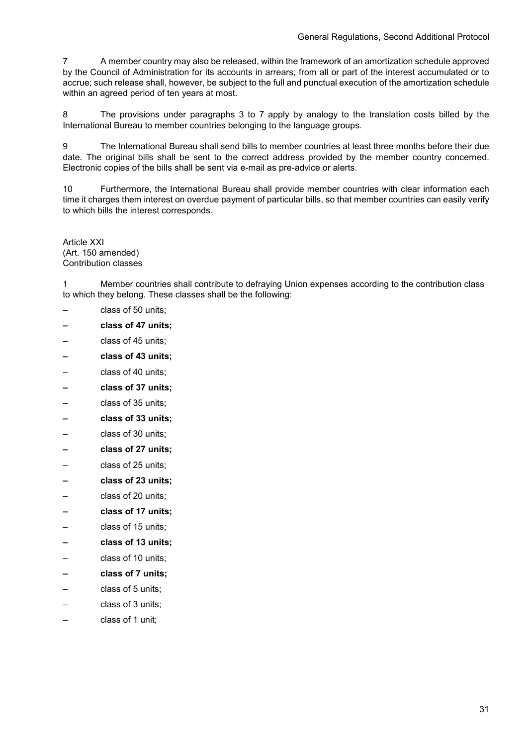7 A member country may also be released, within the framework of an amortization schedule approved by the Council of Administration for its accounts in arrears, from all or part of the interest accumulated or to accrue; such release shall, however, be subject to the full and punctual execution of the amortization schedule within an agreed period of ten years at most.

8 The provisions under paragraphs 3 to 7 apply by analogy to the translation costs billed by the International Bureau to member countries belonging to the language groups.

9 The International Bureau shall send bills to member countries at least three months before their due date. The original bills shall be sent to the correct address provided by the member country concerned. Electronic copies of the bills shall be sent via e-mail as pre-advice or alerts.

10 Furthermore, the International Bureau shall provide member countries with clear information each time it charges them interest on overdue payment of particular bills, so that member countries can easily verify to which bills the interest corresponds.

Article XXI
(Art. 150 amended)
Contribution classes

1 Member countries shall contribute to defraying Union expenses according to the contribution class to which they belong. These classes shall be the following:

- class of 50 units;
- **class of 47 units;**
- class of 45 units;
- **class of 43 units;**
- class of 40 units;
- **class of 37 units;**
- class of 35 units;
- **class of 33 units;**
- class of 30 units;
- **class of 27 units;**
- class of 25 units;
- **class of 23 units;**
- class of 20 units;
- **class of 17 units;**
- class of 15 units;
- **class of 13 units;**
- class of 10 units;
- **class of 7 units;**
- class of 5 units;
- class of 3 units;
- class of 1 unit;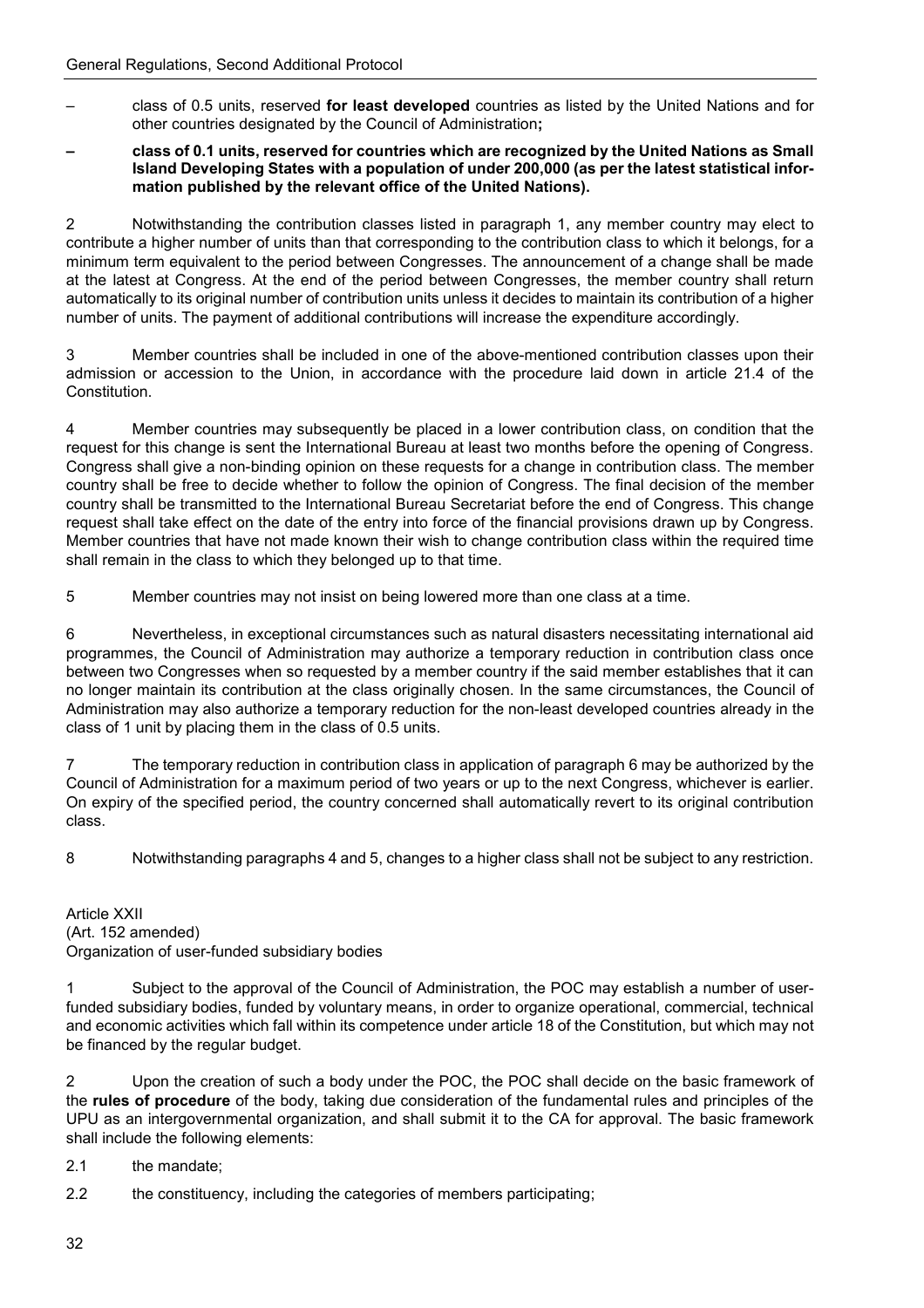– class of 0.5 units, reserved **for least developed** countries as listed by the United Nations and for other countries designated by the Council of Administration**;**

**– class of 0.1 units, reserved for countries which are recognized by the United Nations as Small Island Developing States with a population of under 200,000 (as per the latest statistical information published by the relevant office of the United Nations).**

2 Notwithstanding the contribution classes listed in paragraph 1, any member country may elect to contribute a higher number of units than that corresponding to the contribution class to which it belongs, for a minimum term equivalent to the period between Congresses. The announcement of a change shall be made at the latest at Congress. At the end of the period between Congresses, the member country shall return automatically to its original number of contribution units unless it decides to maintain its contribution of a higher number of units. The payment of additional contributions will increase the expenditure accordingly.

3 Member countries shall be included in one of the above-mentioned contribution classes upon their admission or accession to the Union, in accordance with the procedure laid down in article 21.4 of the Constitution.

4 Member countries may subsequently be placed in a lower contribution class, on condition that the request for this change is sent the International Bureau at least two months before the opening of Congress. Congress shall give a non-binding opinion on these requests for a change in contribution class. The member country shall be free to decide whether to follow the opinion of Congress. The final decision of the member country shall be transmitted to the International Bureau Secretariat before the end of Congress. This change request shall take effect on the date of the entry into force of the financial provisions drawn up by Congress. Member countries that have not made known their wish to change contribution class within the required time shall remain in the class to which they belonged up to that time.

5 Member countries may not insist on being lowered more than one class at a time.

6 Nevertheless, in exceptional circumstances such as natural disasters necessitating international aid programmes, the Council of Administration may authorize a temporary reduction in contribution class once between two Congresses when so requested by a member country if the said member establishes that it can no longer maintain its contribution at the class originally chosen. In the same circumstances, the Council of Administration may also authorize a temporary reduction for the non-least developed countries already in the class of 1 unit by placing them in the class of 0.5 units.

7 The temporary reduction in contribution class in application of paragraph 6 may be authorized by the Council of Administration for a maximum period of two years or up to the next Congress, whichever is earlier. On expiry of the specified period, the country concerned shall automatically revert to its original contribution class.

8 Notwithstanding paragraphs 4 and 5, changes to a higher class shall not be subject to any restriction.

Article XXII
(Art. 152 amended)
Organization of user-funded subsidiary bodies

1 Subject to the approval of the Council of Administration, the POC may establish a number of user-funded subsidiary bodies, funded by voluntary means, in order to organize operational, commercial, technical and economic activities which fall within its competence under article 18 of the Constitution, but which may not be financed by the regular budget.

2 Upon the creation of such a body under the POC, the POC shall decide on the basic framework of the **rules of procedure** of the body, taking due consideration of the fundamental rules and principles of the UPU as an intergovernmental organization, and shall submit it to the CA for approval. The basic framework shall include the following elements:

2.1 the mandate;

2.2 the constituency, including the categories of members participating;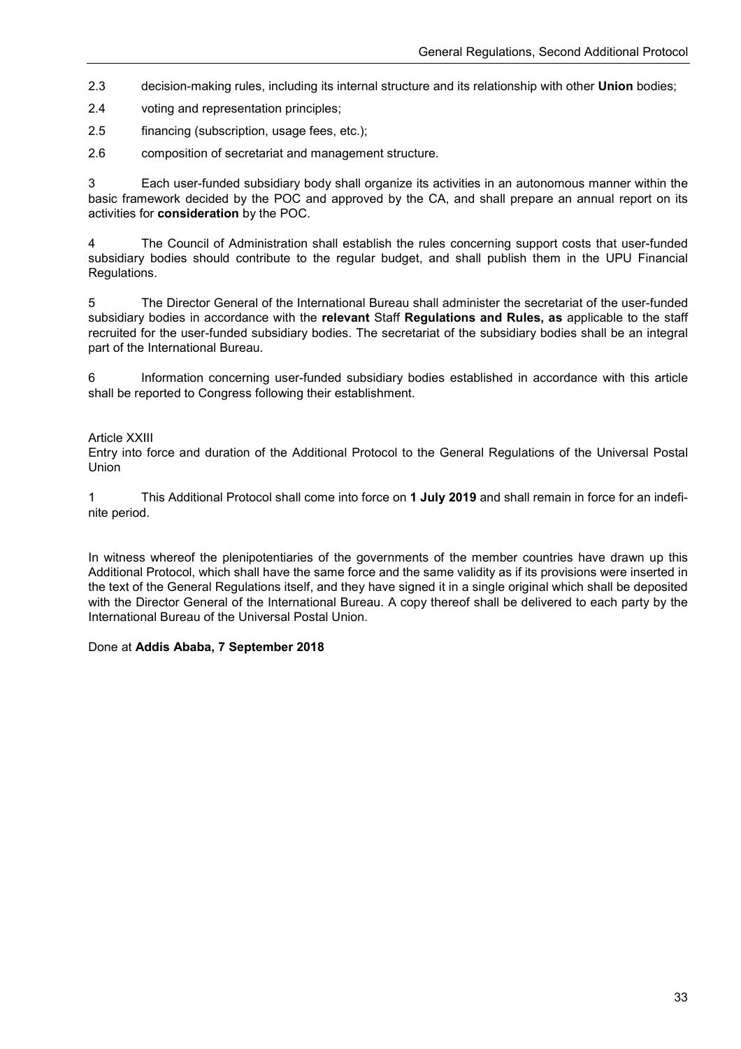2.3 decision-making rules, including its internal structure and its relationship with other **Union** bodies;

2.4 voting and representation principles;

2.5 financing (subscription, usage fees, etc.);

2.6 composition of secretariat and management structure.

3 Each user-funded subsidiary body shall organize its activities in an autonomous manner within the basic framework decided by the POC and approved by the CA, and shall prepare an annual report on its activities for **consideration** by the POC.

4 The Council of Administration shall establish the rules concerning support costs that user-funded subsidiary bodies should contribute to the regular budget, and shall publish them in the UPU Financial Regulations.

5 The Director General of the International Bureau shall administer the secretariat of the user-funded subsidiary bodies in accordance with the **relevant** Staff **Regulations and Rules, as** applicable to the staff recruited for the user-funded subsidiary bodies. The secretariat of the subsidiary bodies shall be an integral part of the International Bureau.

6 Information concerning user-funded subsidiary bodies established in accordance with this article shall be reported to Congress following their establishment.

Article XXIII
Entry into force and duration of the Additional Protocol to the General Regulations of the Universal Postal Union

1 This Additional Protocol shall come into force on **1 July 2019** and shall remain in force for an indefinite period.

In witness whereof the plenipotentiaries of the governments of the member countries have drawn up this Additional Protocol, which shall have the same force and the same validity as if its provisions were inserted in the text of the General Regulations itself, and they have signed it in a single original which shall be deposited with the Director General of the International Bureau. A copy thereof shall be delivered to each party by the International Bureau of the Universal Postal Union.

Done at **Addis Ababa, 7 September 2018**